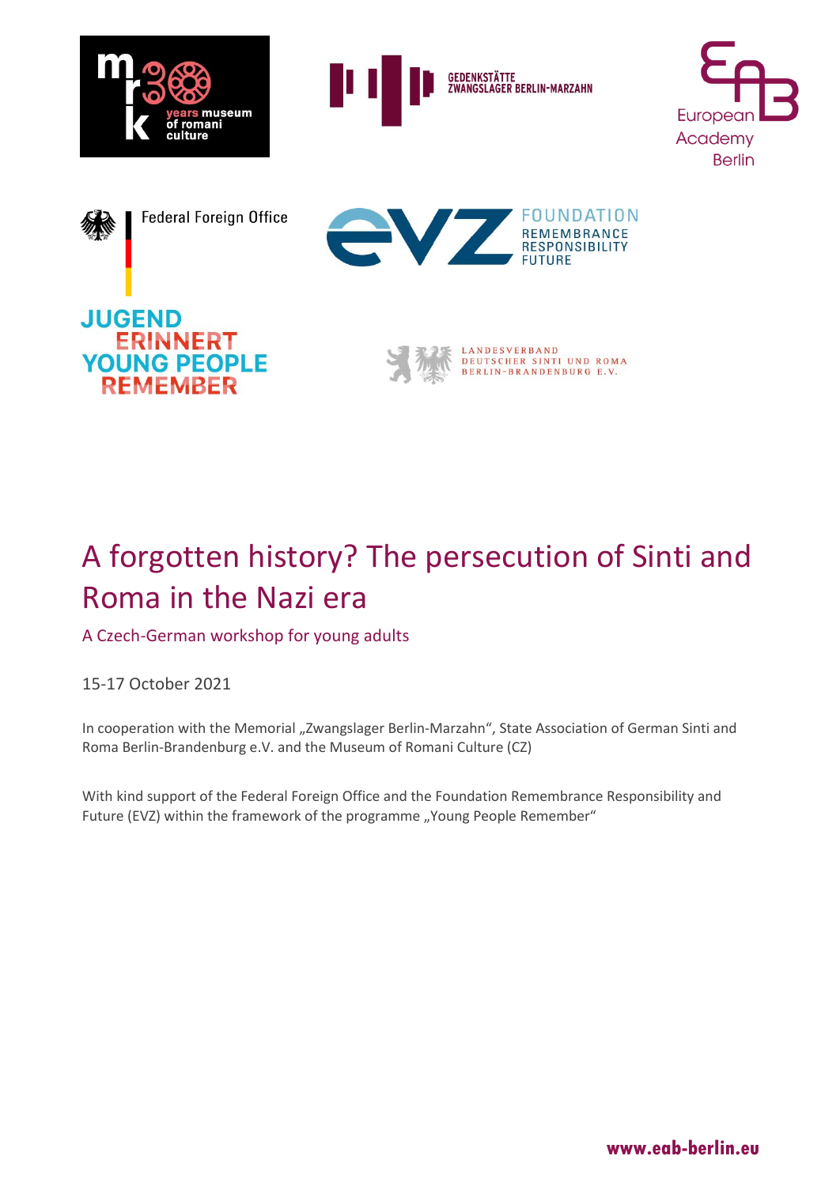# A forgotten history? The persecution of Sinti and Roma in the Nazi era

## A Czech-German workshop for young adults

15-17 October 2021

In cooperation with the Memorial „Zwangslager Berlin-Marzahn", State Association of German Sinti and Roma Berlin-Brandenburg e.V. and the Museum of Romani Culture (CZ)

With kind support of the Federal Foreign Office and the Foundation Remembrance Responsibility and Future (EVZ) within the framework of the programme „Young People Remember"

www.eab-berlin.eu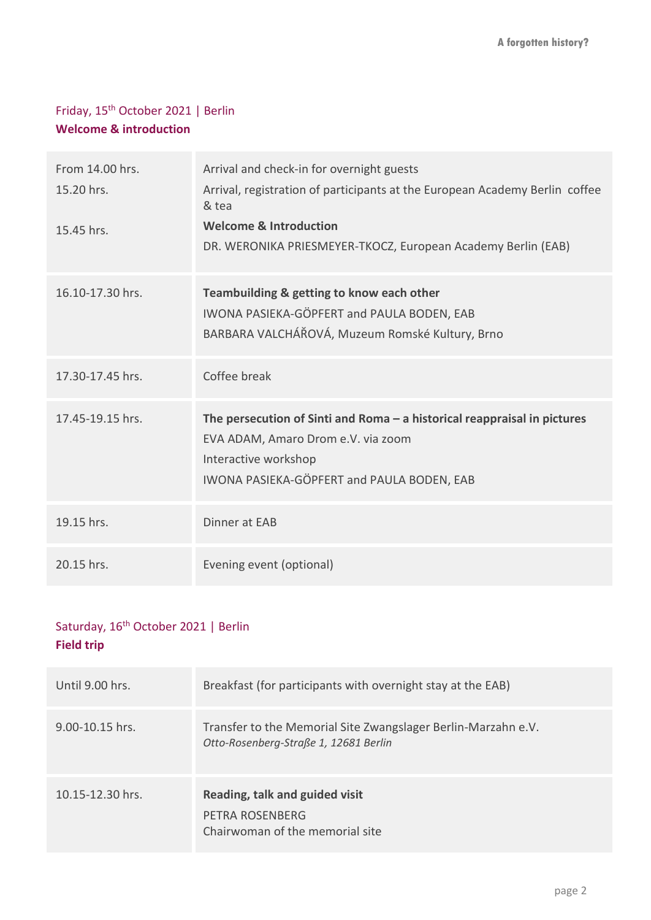## Friday, 15th October 2021 | Berlin

**Welcome & introduction**

| | |
|---|---|
| From 14.00 hrs.<br>15.20 hrs.<br><br>15.45 hrs. | Arrival and check-in for overnight guests<br>Arrival, registration of participants at the European Academy Berlin coffee & tea<br>**Welcome & Introduction**<br>DR. WERONIKA PRIESMEYER-TKOCZ, European Academy Berlin (EAB) |
| 16.10-17.30 hrs. | **Teambuilding & getting to know each other**<br>IWONA PASIEKA-GÖPFERT and PAULA BODEN, EAB<br>BARBARA VALCHÁŘOVÁ, Muzeum Romské Kultury, Brno |
| 17.30-17.45 hrs. | Coffee break |
| 17.45-19.15 hrs. | **The persecution of Sinti and Roma – a historical reappraisal in pictures**<br>EVA ADAM, Amaro Drom e.V. via zoom<br>Interactive workshop<br>IWONA PASIEKA-GÖPFERT and PAULA BODEN, EAB |
| 19.15 hrs. | Dinner at EAB |
| 20.15 hrs. | Evening event (optional) |

## Saturday, 16th October 2021 | Berlin

**Field trip**

| | |
|---|---|
| Until 9.00 hrs. | Breakfast (for participants with overnight stay at the EAB) |
| 9.00-10.15 hrs. | Transfer to the Memorial Site Zwangslager Berlin-Marzahn e.V.<br>*Otto-Rosenberg-Straße 1, 12681 Berlin* |
| 10.15-12.30 hrs. | **Reading, talk and guided visit**<br>PETRA ROSENBERG<br>Chairwoman of the memorial site |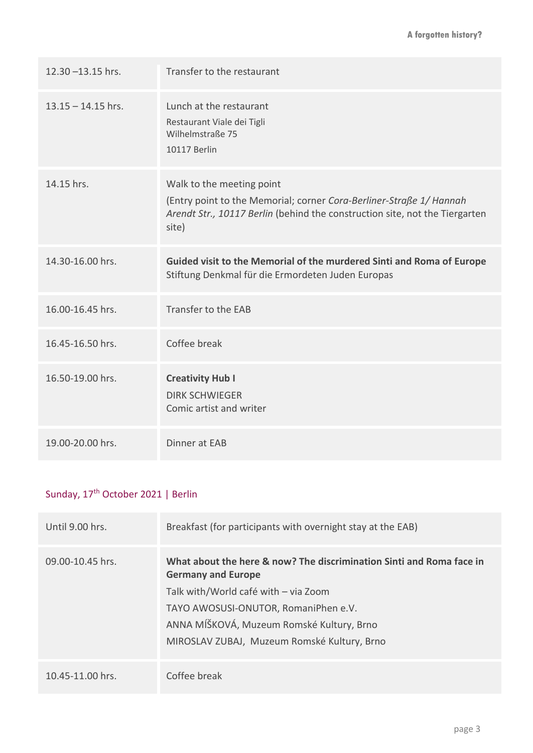| | |
|---|---|
| 12.30 –13.15 hrs. | Transfer to the restaurant |
| 13.15 – 14.15 hrs. | Lunch at the restaurant<br>Restaurant Viale dei Tigli<br>Wilhelmstraße 75<br>10117 Berlin |
| 14.15 hrs. | Walk to the meeting point<br>(Entry point to the Memorial; corner *Cora-Berliner-Straße 1/ Hannah Arendt Str., 10117 Berlin* (behind the construction site, not the Tiergarten site) |
| 14.30-16.00 hrs. | **Guided visit to the Memorial of the murdered Sinti and Roma of Europe**<br>Stiftung Denkmal für die Ermordeten Juden Europas |
| 16.00-16.45 hrs. | Transfer to the EAB |
| 16.45-16.50 hrs. | Coffee break |
| 16.50-19.00 hrs. | **Creativity Hub I**<br>DIRK SCHWIEGER<br>Comic artist and writer |
| 19.00-20.00 hrs. | Dinner at EAB |

## Sunday, 17th October 2021 | Berlin

| | |
|---|---|
| Until 9.00 hrs. | Breakfast (for participants with overnight stay at the EAB) |
| 09.00-10.45 hrs. | **What about the here & now? The discrimination Sinti and Roma face in Germany and Europe**<br>Talk with/World café with – via Zoom<br>TAYO AWOSUSI-ONUTOR, RomaniPhen e.V.<br>ANNA MÍŠKOVÁ, Muzeum Romské Kultury, Brno<br>MIROSLAV ZUBAJ, Muzeum Romské Kultury, Brno |
| 10.45-11.00 hrs. | Coffee break |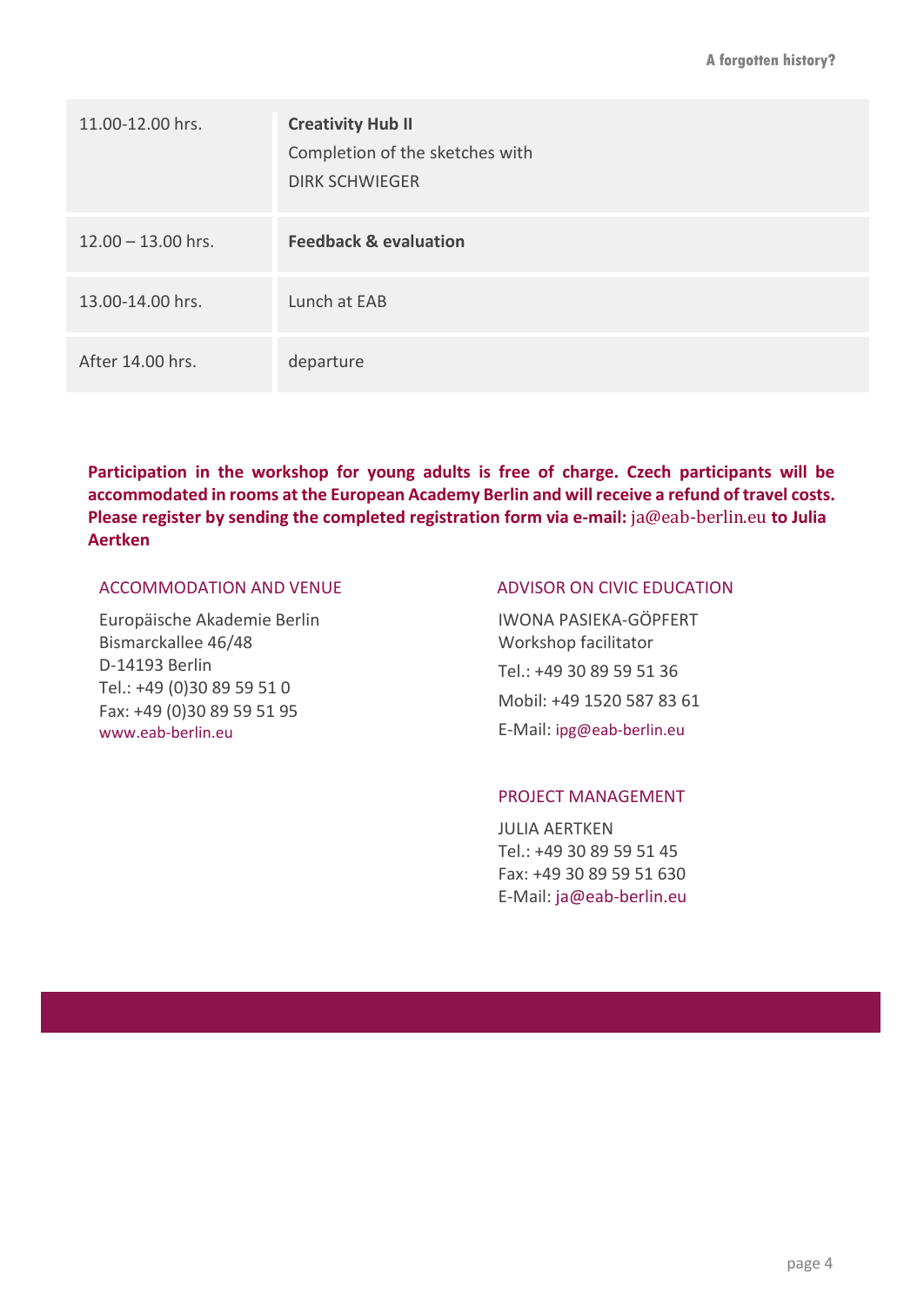| | |
|---|---|
| 11.00-12.00 hrs. | **Creativity Hub II**<br>Completion of the sketches with<br>DIRK SCHWIEGER |
| 12.00 – 13.00 hrs. | **Feedback & evaluation** |
| 13.00-14.00 hrs. | Lunch at EAB |
| After 14.00 hrs. | departure |

**Participation in the workshop for young adults is free of charge. Czech participants will be accommodated in rooms at the European Academy Berlin and will receive a refund of travel costs. Please register by sending the completed registration form via e-mail:** ja@eab-berlin.eu **to Julia Aertken**

### ACCOMMODATION AND VENUE

Europäische Akademie Berlin
Bismarckallee 46/48
D-14193 Berlin
Tel.: +49 (0)30 89 59 51 0
Fax: +49 (0)30 89 59 51 95
www.eab-berlin.eu

### ADVISOR ON CIVIC EDUCATION

IWONA PASIEKA-GÖPFERT
Workshop facilitator
Tel.: +49 30 89 59 51 36
Mobil: +49 1520 587 83 61
E-Mail: ipg@eab-berlin.eu

### PROJECT MANAGEMENT

JULIA AERTKEN
Tel.: +49 30 89 59 51 45
Fax: +49 30 89 59 51 630
E-Mail: ja@eab-berlin.eu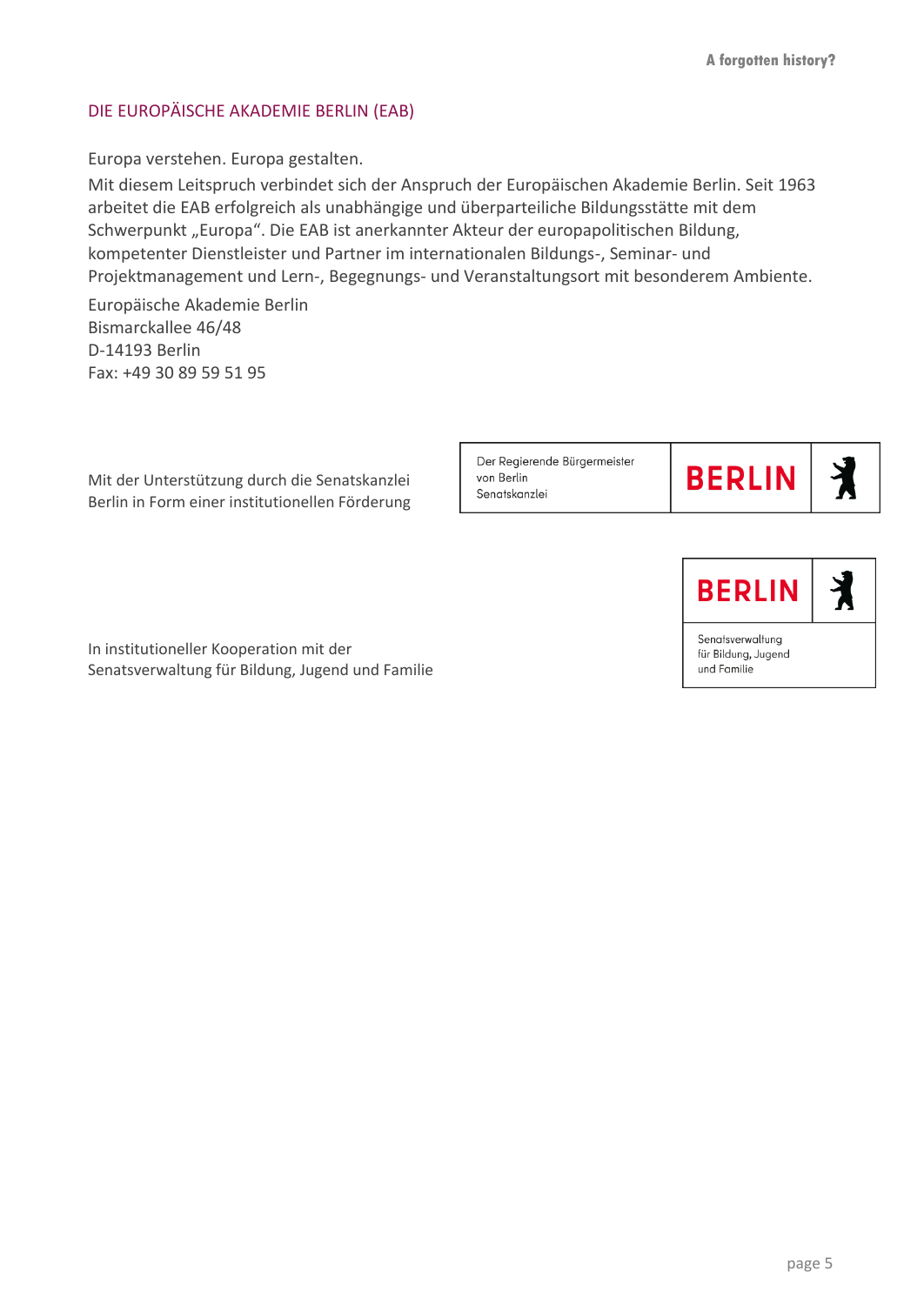## DIE EUROPÄISCHE AKADEMIE BERLIN (EAB)

Europa verstehen. Europa gestalten.

Mit diesem Leitspruch verbindet sich der Anspruch der Europäischen Akademie Berlin. Seit 1963 arbeitet die EAB erfolgreich als unabhängige und überparteiliche Bildungsstätte mit dem Schwerpunkt „Europa“. Die EAB ist anerkannter Akteur der europapolitischen Bildung, kompetenter Dienstleister und Partner im internationalen Bildungs-, Seminar- und Projektmanagement und Lern-, Begegnungs- und Veranstaltungsort mit besonderem Ambiente.

Europäische Akademie Berlin
Bismarckallee 46/48
D-14193 Berlin
Fax: +49 30 89 59 51 95

Mit der Unterstützung durch die Senatskanzlei Berlin in Form einer institutionellen Förderung

Der Regierende Bürgermeister von Berlin Senatskanzlei

BERLIN

In institutioneller Kooperation mit der Senatsverwaltung für Bildung, Jugend und Familie

BERLIN

Senatsverwaltung für Bildung, Jugend und Familie